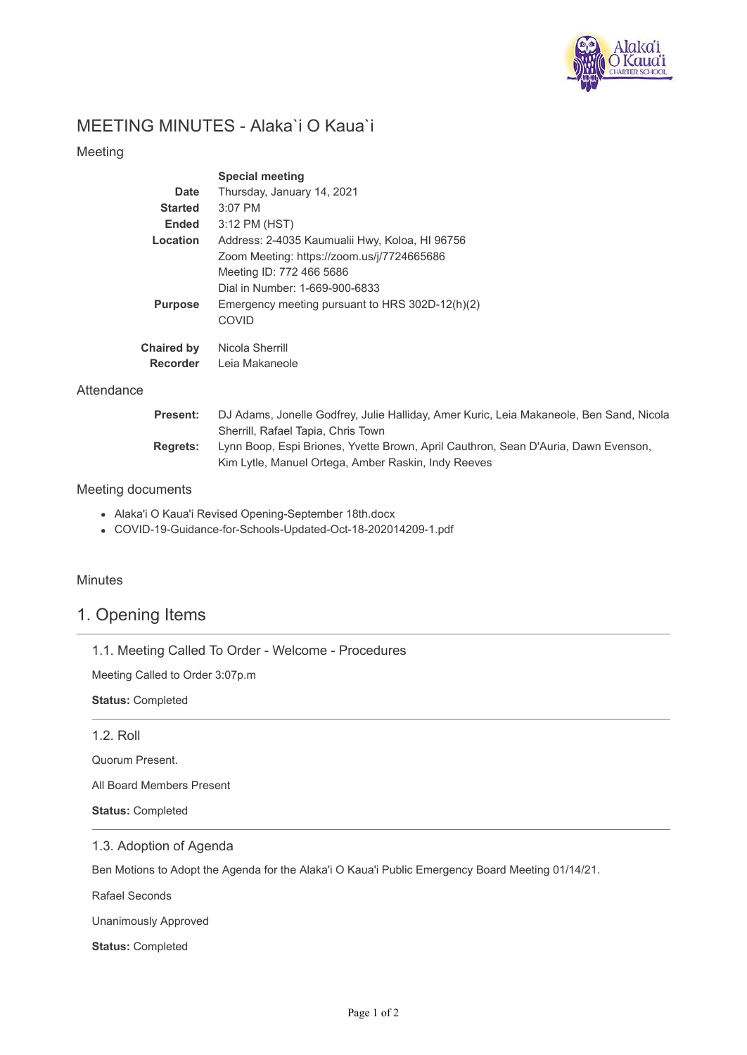# MEETING MINUTES - Alaka`i O Kaua`i

## Meeting

| | |
|---|---|
| | **Special meeting** |
| **Date** | Thursday, January 14, 2021 |
| **Started** | 3:07 PM |
| **Ended** | 3:12 PM (HST) |
| **Location** | Address: 2-4035 Kaumualii Hwy, Koloa, HI 96756<br>Zoom Meeting: https://zoom.us/j/7724665686<br>Meeting ID: 772 466 5686<br>Dial in Number: 1-669-900-6833 |
| **Purpose** | Emergency meeting pursuant to HRS 302D-12(h)(2)<br>COVID |
| **Chaired by** | Nicola Sherrill |
| **Recorder** | Leia Makaneole |

## Attendance

**Present:** DJ Adams, Jonelle Godfrey, Julie Halliday, Amer Kuric, Leia Makaneole, Ben Sand, Nicola Sherrill, Rafael Tapia, Chris Town

**Regrets:** Lynn Boop, Espi Briones, Yvette Brown, April Cauthron, Sean D'Auria, Dawn Evenson, Kim Lytle, Manuel Ortega, Amber Raskin, Indy Reeves

## Meeting documents

- Alaka'i O Kaua'i Revised Opening-September 18th.docx
- COVID-19-Guidance-for-Schools-Updated-Oct-18-202014209-1.pdf

## Minutes

# 1. Opening Items

### 1.1. Meeting Called To Order - Welcome - Procedures

Meeting Called to Order 3:07p.m

**Status:** Completed

### 1.2. Roll

Quorum Present.

All Board Members Present

**Status:** Completed

### 1.3. Adoption of Agenda

Ben Motions to Adopt the Agenda for the Alaka'i O Kaua'i Public Emergency Board Meeting 01/14/21.

Rafael Seconds

Unanimously Approved

**Status:** Completed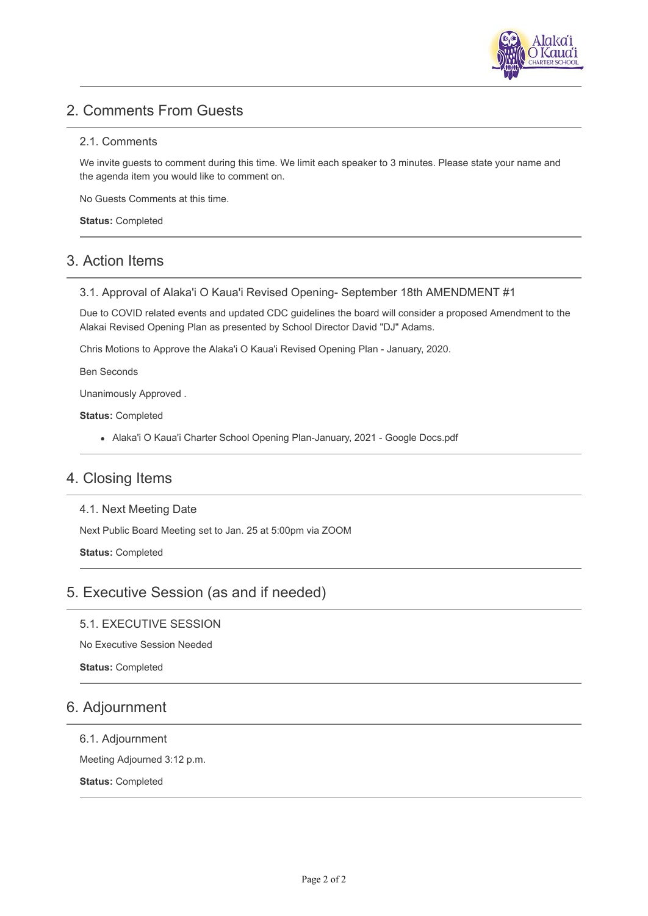## 2. Comments From Guests

### 2.1. Comments

We invite guests to comment during this time. We limit each speaker to 3 minutes. Please state your name and the agenda item you would like to comment on.

No Guests Comments at this time.

**Status:** Completed

## 3. Action Items

### 3.1. Approval of Alaka'i O Kaua'i Revised Opening- September 18th AMENDMENT #1

Due to COVID related events and updated CDC guidelines the board will consider a proposed Amendment to the Alakai Revised Opening Plan as presented by School Director David "DJ" Adams.

Chris Motions to Approve the Alaka'i O Kaua'i Revised Opening Plan - January, 2020.

Ben Seconds

Unanimously Approved .

**Status:** Completed

- Alaka'i O Kaua'i Charter School Opening Plan-January, 2021 - Google Docs.pdf

## 4. Closing Items

### 4.1. Next Meeting Date

Next Public Board Meeting set to Jan. 25 at 5:00pm via ZOOM

**Status:** Completed

## 5. Executive Session (as and if needed)

### 5.1. EXECUTIVE SESSION

No Executive Session Needed

**Status:** Completed

## 6. Adjournment

### 6.1. Adjournment

Meeting Adjourned 3:12 p.m.

**Status:** Completed